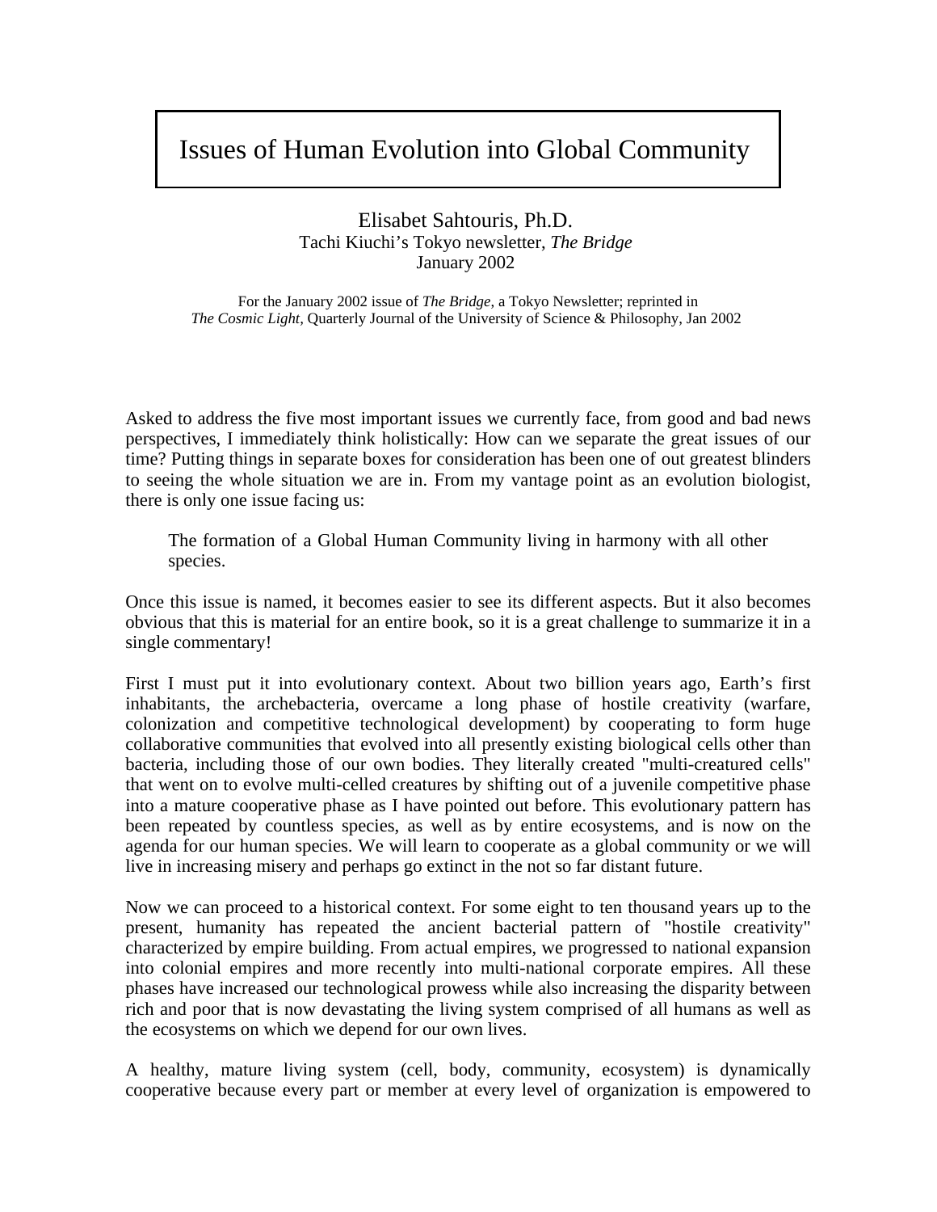# Issues of Human Evolution into Global Community

Elisabet Sahtouris, Ph.D.
Tachi Kiuchi's Tokyo newsletter, *The Bridge*
January 2002

For the January 2002 issue of *The Bridge*, a Tokyo Newsletter; reprinted in *The Cosmic Light*, Quarterly Journal of the University of Science & Philosophy, Jan 2002

Asked to address the five most important issues we currently face, from good and bad news perspectives, I immediately think holistically: How can we separate the great issues of our time? Putting things in separate boxes for consideration has been one of out greatest blinders to seeing the whole situation we are in. From my vantage point as an evolution biologist, there is only one issue facing us:

> The formation of a Global Human Community living in harmony with all other species.

Once this issue is named, it becomes easier to see its different aspects. But it also becomes obvious that this is material for an entire book, so it is a great challenge to summarize it in a single commentary!

First I must put it into evolutionary context. About two billion years ago, Earth's first inhabitants, the archebacteria, overcame a long phase of hostile creativity (warfare, colonization and competitive technological development) by cooperating to form huge collaborative communities that evolved into all presently existing biological cells other than bacteria, including those of our own bodies. They literally created "multi-creatured cells" that went on to evolve multi-celled creatures by shifting out of a juvenile competitive phase into a mature cooperative phase as I have pointed out before. This evolutionary pattern has been repeated by countless species, as well as by entire ecosystems, and is now on the agenda for our human species. We will learn to cooperate as a global community or we will live in increasing misery and perhaps go extinct in the not so far distant future.

Now we can proceed to a historical context. For some eight to ten thousand years up to the present, humanity has repeated the ancient bacterial pattern of "hostile creativity" characterized by empire building. From actual empires, we progressed to national expansion into colonial empires and more recently into multi-national corporate empires. All these phases have increased our technological prowess while also increasing the disparity between rich and poor that is now devastating the living system comprised of all humans as well as the ecosystems on which we depend for our own lives.

A healthy, mature living system (cell, body, community, ecosystem) is dynamically cooperative because every part or member at every level of organization is empowered to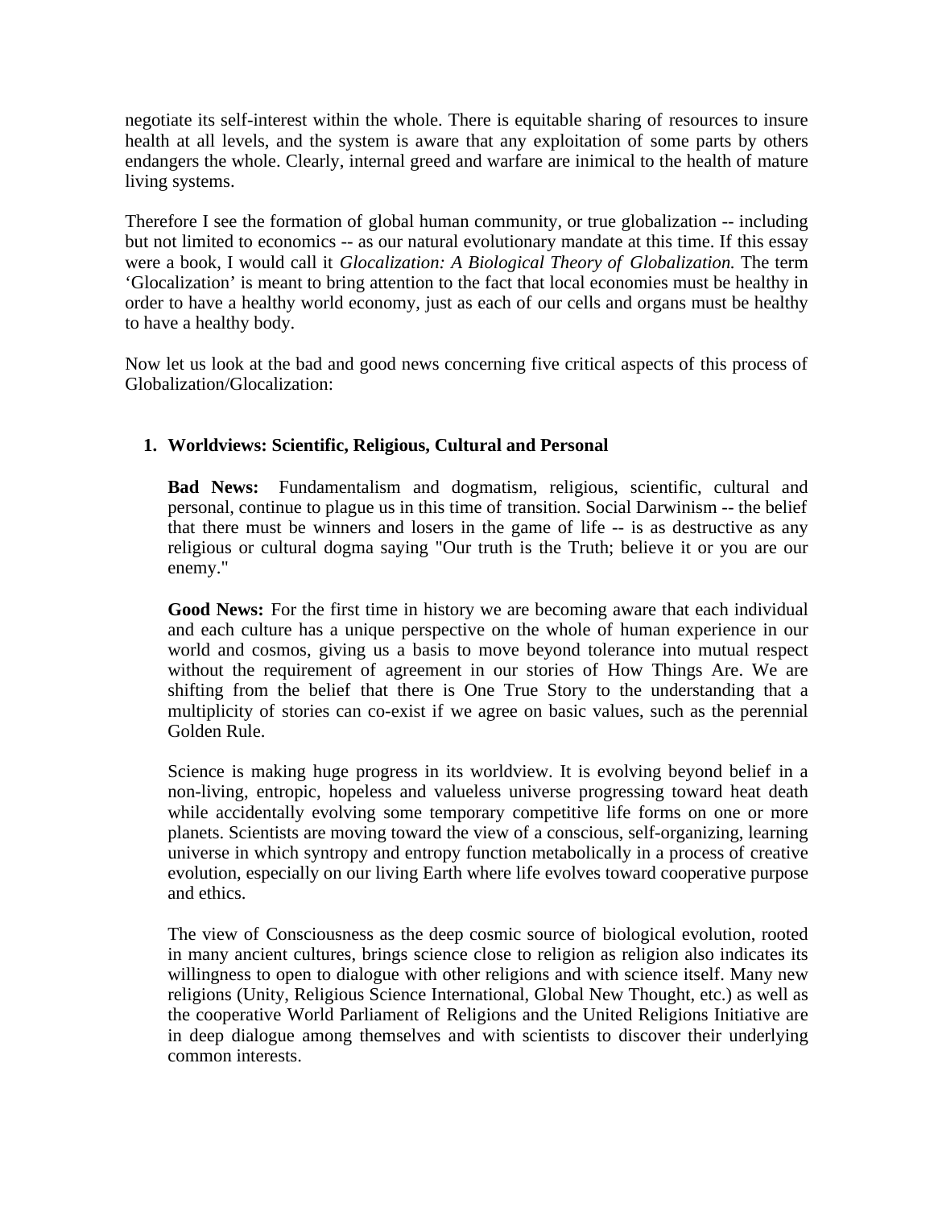negotiate its self-interest within the whole. There is equitable sharing of resources to insure health at all levels, and the system is aware that any exploitation of some parts by others endangers the whole. Clearly, internal greed and warfare are inimical to the health of mature living systems.

Therefore I see the formation of global human community, or true globalization -- including but not limited to economics -- as our natural evolutionary mandate at this time. If this essay were a book, I would call it *Glocalization: A Biological Theory of Globalization.* The term 'Glocalization' is meant to bring attention to the fact that local economies must be healthy in order to have a healthy world economy, just as each of our cells and organs must be healthy to have a healthy body.

Now let us look at the bad and good news concerning five critical aspects of this process of Globalization/Glocalization:

1. **Worldviews: Scientific, Religious, Cultural and Personal**

   **Bad News:** Fundamentalism and dogmatism, religious, scientific, cultural and personal, continue to plague us in this time of transition. Social Darwinism -- the belief that there must be winners and losers in the game of life -- is as destructive as any religious or cultural dogma saying "Our truth is the Truth; believe it or you are our enemy."

   **Good News:** For the first time in history we are becoming aware that each individual and each culture has a unique perspective on the whole of human experience in our world and cosmos, giving us a basis to move beyond tolerance into mutual respect without the requirement of agreement in our stories of How Things Are. We are shifting from the belief that there is One True Story to the understanding that a multiplicity of stories can co-exist if we agree on basic values, such as the perennial Golden Rule.

   Science is making huge progress in its worldview. It is evolving beyond belief in a non-living, entropic, hopeless and valueless universe progressing toward heat death while accidentally evolving some temporary competitive life forms on one or more planets. Scientists are moving toward the view of a conscious, self-organizing, learning universe in which syntropy and entropy function metabolically in a process of creative evolution, especially on our living Earth where life evolves toward cooperative purpose and ethics.

   The view of Consciousness as the deep cosmic source of biological evolution, rooted in many ancient cultures, brings science close to religion as religion also indicates its willingness to open to dialogue with other religions and with science itself. Many new religions (Unity, Religious Science International, Global New Thought, etc.) as well as the cooperative World Parliament of Religions and the United Religions Initiative are in deep dialogue among themselves and with scientists to discover their underlying common interests.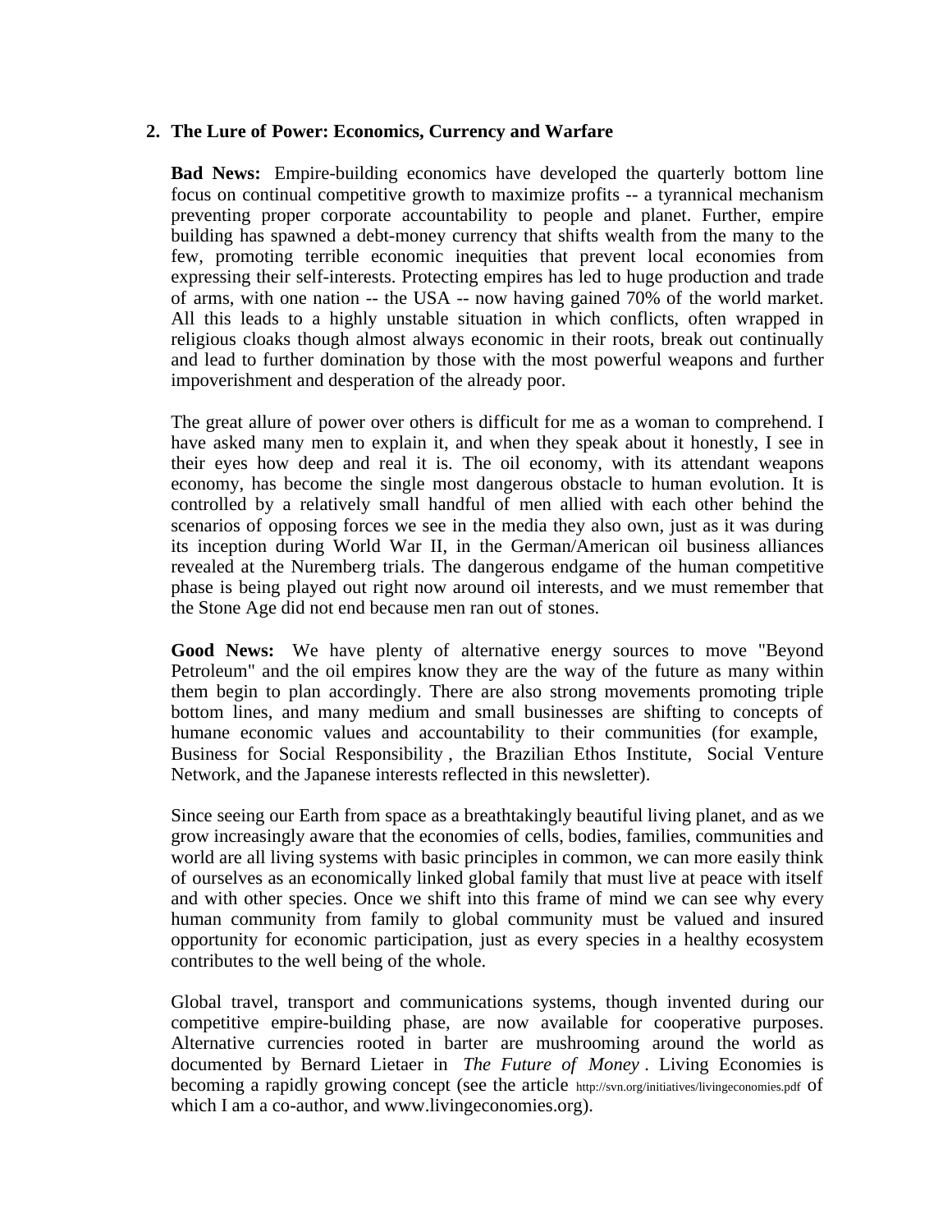## 2. The Lure of Power: Economics, Currency and Warfare

**Bad News:** Empire-building economics have developed the quarterly bottom line focus on continual competitive growth to maximize profits -- a tyrannical mechanism preventing proper corporate accountability to people and planet. Further, empire building has spawned a debt-money currency that shifts wealth from the many to the few, promoting terrible economic inequities that prevent local economies from expressing their self-interests. Protecting empires has led to huge production and trade of arms, with one nation -- the USA -- now having gained 70% of the world market. All this leads to a highly unstable situation in which conflicts, often wrapped in religious cloaks though almost always economic in their roots, break out continually and lead to further domination by those with the most powerful weapons and further impoverishment and desperation of the already poor.

The great allure of power over others is difficult for me as a woman to comprehend. I have asked many men to explain it, and when they speak about it honestly, I see in their eyes how deep and real it is. The oil economy, with its attendant weapons economy, has become the single most dangerous obstacle to human evolution. It is controlled by a relatively small handful of men allied with each other behind the scenarios of opposing forces we see in the media they also own, just as it was during its inception during World War II, in the German/American oil business alliances revealed at the Nuremberg trials. The dangerous endgame of the human competitive phase is being played out right now around oil interests, and we must remember that the Stone Age did not end because men ran out of stones.

**Good News:** We have plenty of alternative energy sources to move "Beyond Petroleum" and the oil empires know they are the way of the future as many within them begin to plan accordingly. There are also strong movements promoting triple bottom lines, and many medium and small businesses are shifting to concepts of humane economic values and accountability to their communities (for example, Business for Social Responsibility , the Brazilian Ethos Institute, Social Venture Network, and the Japanese interests reflected in this newsletter).

Since seeing our Earth from space as a breathtakingly beautiful living planet, and as we grow increasingly aware that the economies of cells, bodies, families, communities and world are all living systems with basic principles in common, we can more easily think of ourselves as an economically linked global family that must live at peace with itself and with other species. Once we shift into this frame of mind we can see why every human community from family to global community must be valued and insured opportunity for economic participation, just as every species in a healthy ecosystem contributes to the well being of the whole.

Global travel, transport and communications systems, though invented during our competitive empire-building phase, are now available for cooperative purposes. Alternative currencies rooted in barter are mushrooming around the world as documented by Bernard Lietaer in *The Future of Money* . Living Economies is becoming a rapidly growing concept (see the article http://svn.org/initiatives/livingeconomies.pdf of which I am a co-author, and www.livingeconomies.org).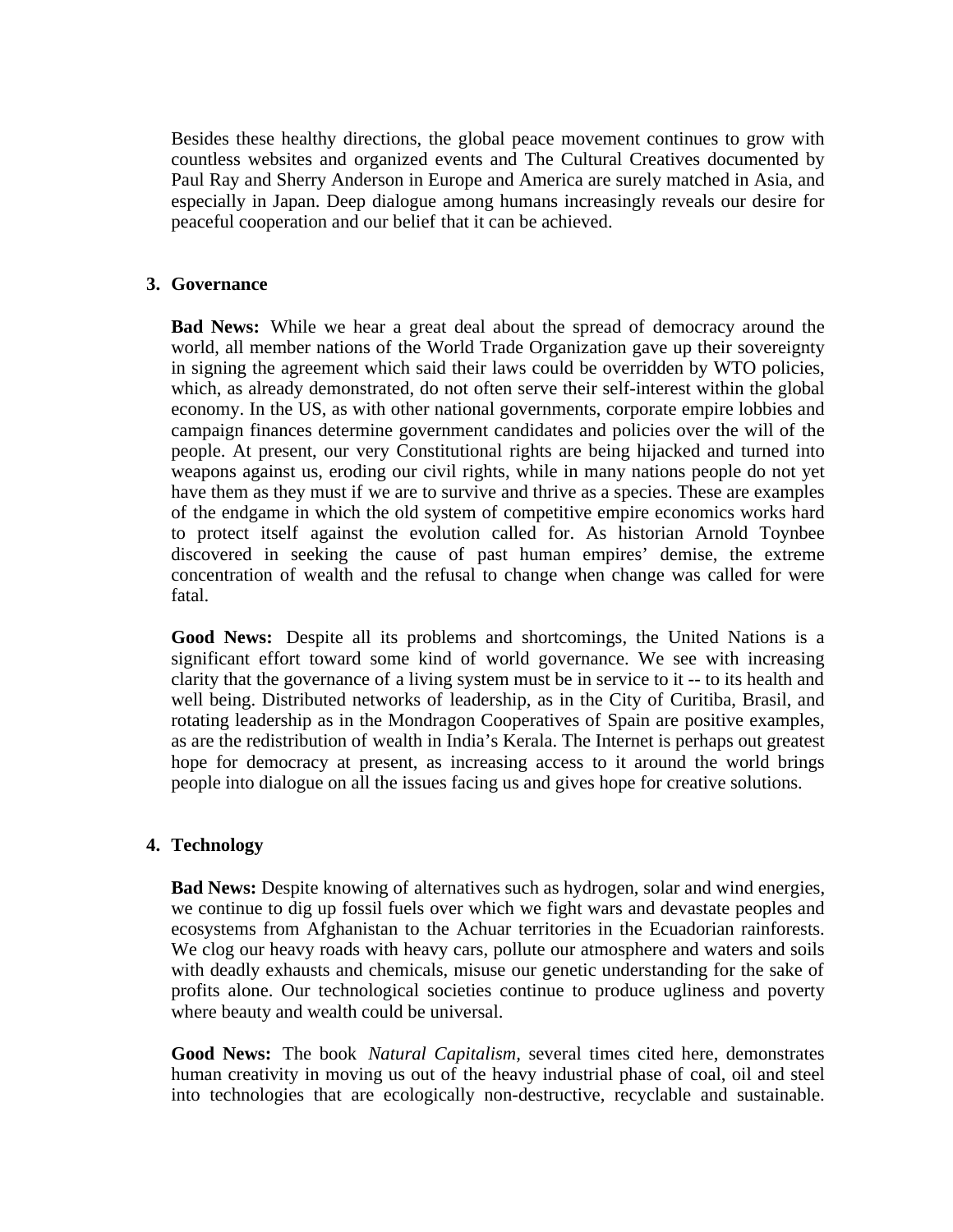Besides these healthy directions, the global peace movement continues to grow with countless websites and organized events and The Cultural Creatives documented by Paul Ray and Sherry Anderson in Europe and America are surely matched in Asia, and especially in Japan. Deep dialogue among humans increasingly reveals our desire for peaceful cooperation and our belief that it can be achieved.

3. **Governance**

**Bad News:** While we hear a great deal about the spread of democracy around the world, all member nations of the World Trade Organization gave up their sovereignty in signing the agreement which said their laws could be overridden by WTO policies, which, as already demonstrated, do not often serve their self-interest within the global economy. In the US, as with other national governments, corporate empire lobbies and campaign finances determine government candidates and policies over the will of the people. At present, our very Constitutional rights are being hijacked and turned into weapons against us, eroding our civil rights, while in many nations people do not yet have them as they must if we are to survive and thrive as a species. These are examples of the endgame in which the old system of competitive empire economics works hard to protect itself against the evolution called for. As historian Arnold Toynbee discovered in seeking the cause of past human empires' demise, the extreme concentration of wealth and the refusal to change when change was called for were fatal.

**Good News:** Despite all its problems and shortcomings, the United Nations is a significant effort toward some kind of world governance. We see with increasing clarity that the governance of a living system must be in service to it -- to its health and well being. Distributed networks of leadership, as in the City of Curitiba, Brasil, and rotating leadership as in the Mondragon Cooperatives of Spain are positive examples, as are the redistribution of wealth in India's Kerala. The Internet is perhaps out greatest hope for democracy at present, as increasing access to it around the world brings people into dialogue on all the issues facing us and gives hope for creative solutions.

4. **Technology**

**Bad News:** Despite knowing of alternatives such as hydrogen, solar and wind energies, we continue to dig up fossil fuels over which we fight wars and devastate peoples and ecosystems from Afghanistan to the Achuar territories in the Ecuadorian rainforests. We clog our heavy roads with heavy cars, pollute our atmosphere and waters and soils with deadly exhausts and chemicals, misuse our genetic understanding for the sake of profits alone. Our technological societies continue to produce ugliness and poverty where beauty and wealth could be universal.

**Good News:** The book *Natural Capitalism*, several times cited here, demonstrates human creativity in moving us out of the heavy industrial phase of coal, oil and steel into technologies that are ecologically non-destructive, recyclable and sustainable.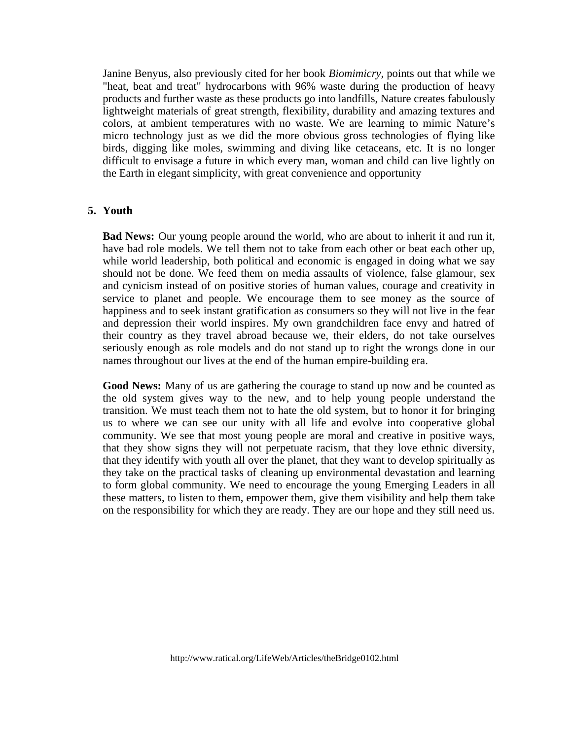Janine Benyus, also previously cited for her book *Biomimicry*, points out that while we "heat, beat and treat" hydrocarbons with 96% waste during the production of heavy products and further waste as these products go into landfills, Nature creates fabulously lightweight materials of great strength, flexibility, durability and amazing textures and colors, at ambient temperatures with no waste. We are learning to mimic Nature's micro technology just as we did the more obvious gross technologies of flying like birds, digging like moles, swimming and diving like cetaceans, etc. It is no longer difficult to envisage a future in which every man, woman and child can live lightly on the Earth in elegant simplicity, with great convenience and opportunity

5. **Youth**

**Bad News:** Our young people around the world, who are about to inherit it and run it, have bad role models. We tell them not to take from each other or beat each other up, while world leadership, both political and economic is engaged in doing what we say should not be done. We feed them on media assaults of violence, false glamour, sex and cynicism instead of on positive stories of human values, courage and creativity in service to planet and people. We encourage them to see money as the source of happiness and to seek instant gratification as consumers so they will not live in the fear and depression their world inspires. My own grandchildren face envy and hatred of their country as they travel abroad because we, their elders, do not take ourselves seriously enough as role models and do not stand up to right the wrongs done in our names throughout our lives at the end of the human empire-building era.

**Good News:** Many of us are gathering the courage to stand up now and be counted as the old system gives way to the new, and to help young people understand the transition. We must teach them not to hate the old system, but to honor it for bringing us to where we can see our unity with all life and evolve into cooperative global community. We see that most young people are moral and creative in positive ways, that they show signs they will not perpetuate racism, that they love ethnic diversity, that they identify with youth all over the planet, that they want to develop spiritually as they take on the practical tasks of cleaning up environmental devastation and learning to form global community. We need to encourage the young Emerging Leaders in all these matters, to listen to them, empower them, give them visibility and help them take on the responsibility for which they are ready. They are our hope and they still need us.